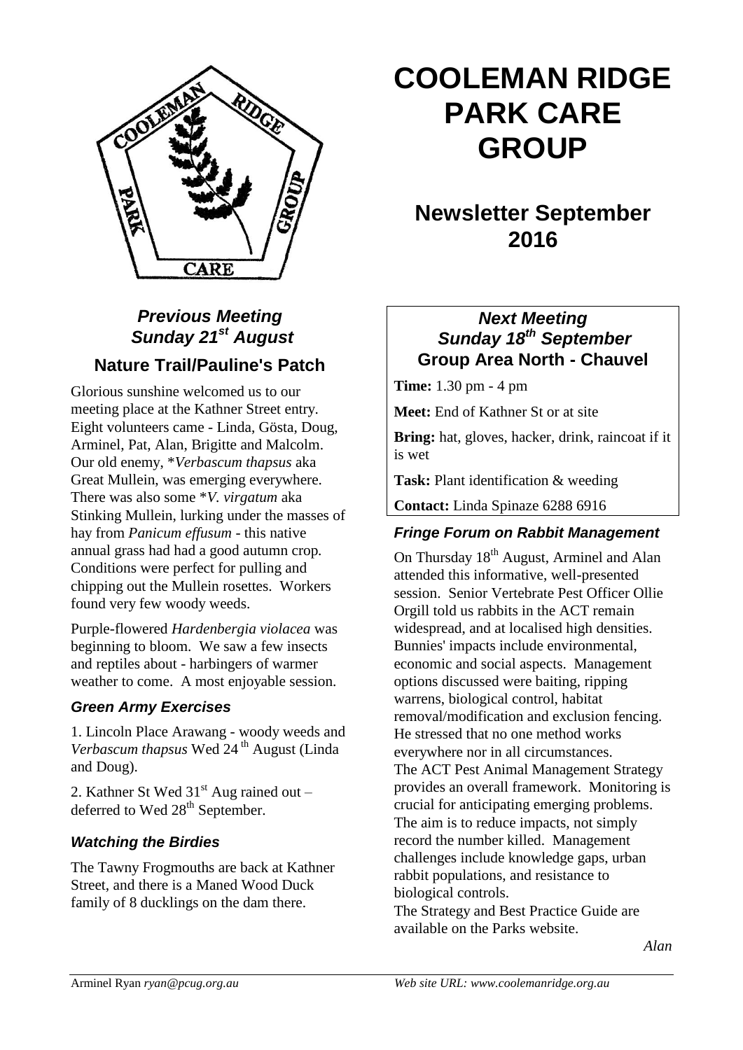# COOLEMAN RIDGE PARK CARE GROUP

## Newsletter September 2016

### *Previous Meeting Sunday 21st August*

### Nature Trail/Pauline's Patch

Glorious sunshine welcomed us to our meeting place at the Kathner Street entry. Eight volunteers came - Linda, Gösta, Doug, Arminel, Pat, Alan, Brigitte and Malcolm. Our old enemy, *\*Verbascum thapsus* aka Great Mullein, was emerging everywhere. There was also some *\*V. virgatum* aka Stinking Mullein, lurking under the masses of hay from *Panicum effusum* - this native annual grass had had a good autumn crop. Conditions were perfect for pulling and chipping out the Mullein rosettes. Workers found very few woody weeds.

Purple-flowered *Hardenbergia violacea* was beginning to bloom. We saw a few insects and reptiles about - harbingers of warmer weather to come. A most enjoyable session.

### *Green Army Exercises*

1. Lincoln Place Arawang - woody weeds and *Verbascum thapsus* Wed 24th August (Linda and Doug).

2. Kathner St Wed 31st Aug rained out – deferred to Wed 28th September.

### *Watching the Birdies*

The Tawny Frogmouths are back at Kathner Street, and there is a Maned Wood Duck family of 8 ducklings on the dam there.

### *Next Meeting Sunday 18th September*

### Group Area North - Chauvel

**Time:** 1.30 pm - 4 pm

**Meet:** End of Kathner St or at site

**Bring:** hat, gloves, hacker, drink, raincoat if it is wet

**Task:** Plant identification & weeding

**Contact:** Linda Spinaze 6288 6916

### *Fringe Forum on Rabbit Management*

On Thursday 18th August, Arminel and Alan attended this informative, well-presented session. Senior Vertebrate Pest Officer Ollie Orgill told us rabbits in the ACT remain widespread, and at localised high densities. Bunnies' impacts include environmental, economic and social aspects. Management options discussed were baiting, ripping warrens, biological control, habitat removal/modification and exclusion fencing. He stressed that no one method works everywhere nor in all circumstances.
The ACT Pest Animal Management Strategy provides an overall framework. Monitoring is crucial for anticipating emerging problems. The aim is to reduce impacts, not simply record the number killed. Management challenges include knowledge gaps, urban rabbit populations, and resistance to biological controls.
The Strategy and Best Practice Guide are available on the Parks website.

*Alan*

Arminel Ryan *ryan@pcug.org.au* *Web site URL: www.coolemanridge.org.au*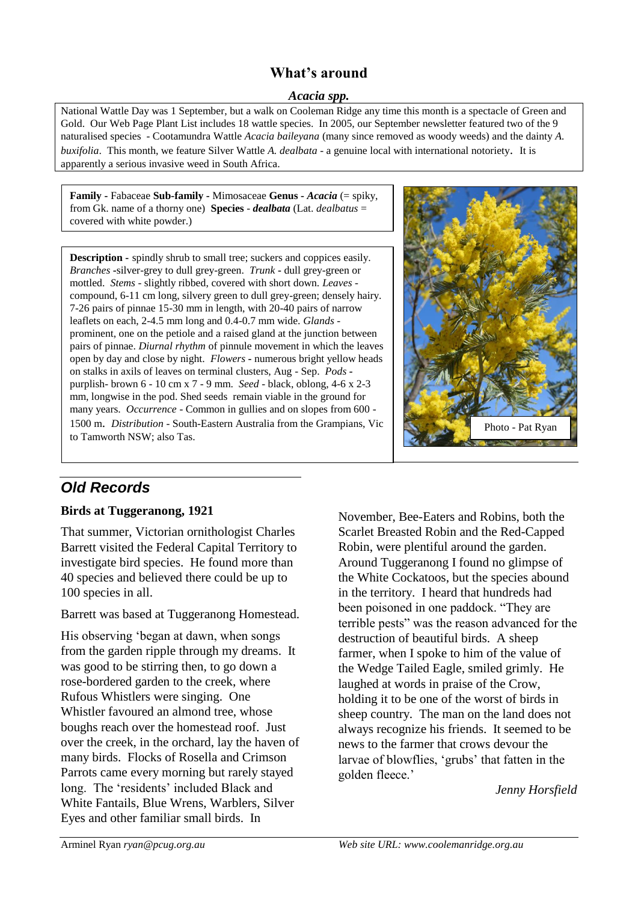## What's around

### *Acacia spp.*

National Wattle Day was 1 September, but a walk on Cooleman Ridge any time this month is a spectacle of Green and Gold. Our Web Page Plant List includes 18 wattle species. In 2005, our September newsletter featured two of the 9 naturalised species - Cootamundra Wattle *Acacia baileyana* (many since removed as woody weeds) and the dainty *A. buxifolia*. This month, we feature Silver Wattle *A. dealbata* - a genuine local with international notoriety. It is apparently a serious invasive weed in South Africa.

**Family** - Fabaceae **Sub-family** - Mimosaceae **Genus** - ***Acacia*** (= spiky, from Gk. name of a thorny one) **Species** - ***dealbata*** (Lat. *dealbatus* = covered with white powder.)

**Description** - spindly shrub to small tree; suckers and coppices easily. *Branches* -silver-grey to dull grey-green. *Trunk* - dull grey-green or mottled. *Stems* - slightly ribbed, covered with short down. *Leaves* - compound, 6-11 cm long, silvery green to dull grey-green; densely hairy. 7-26 pairs of pinnae 15-30 mm in length, with 20-40 pairs of narrow leaflets on each, 2-4.5 mm long and 0.4-0.7 mm wide. *Glands* - prominent, one on the petiole and a raised gland at the junction between pairs of pinnae. *Diurnal rhythm* of pinnule movement in which the leaves open by day and close by night. *Flowers* - numerous bright yellow heads on stalks in axils of leaves on terminal clusters, Aug - Sep. *Pods* - purplish- brown 6 - 10 cm x 7 - 9 mm. *Seed* - black, oblong, 4-6 x 2-3 mm, longwise in the pod. Shed seeds remain viable in the ground for many years. *Occurrence* - Common in gullies and on slopes from 600 - 1500 m. *Distribution* - South-Eastern Australia from the Grampians, Vic to Tamworth NSW; also Tas.

Photo - Pat Ryan

## *Old Records*

### Birds at Tuggeranong, 1921

That summer, Victorian ornithologist Charles Barrett visited the Federal Capital Territory to investigate bird species. He found more than 40 species and believed there could be up to 100 species in all.

Barrett was based at Tuggeranong Homestead.

His observing 'began at dawn, when songs from the garden ripple through my dreams. It was good to be stirring then, to go down a rose-bordered garden to the creek, where Rufous Whistlers were singing. One Whistler favoured an almond tree, whose boughs reach over the homestead roof. Just over the creek, in the orchard, lay the haven of many birds. Flocks of Rosella and Crimson Parrots came every morning but rarely stayed long. The 'residents' included Black and White Fantails, Blue Wrens, Warblers, Silver Eyes and other familiar small birds. In November, Bee-Eaters and Robins, both the Scarlet Breasted Robin and the Red-Capped Robin, were plentiful around the garden. Around Tuggeranong I found no glimpse of the White Cockatoos, but the species abound in the territory. I heard that hundreds had been poisoned in one paddock. "They are terrible pests" was the reason advanced for the destruction of beautiful birds. A sheep farmer, when I spoke to him of the value of the Wedge Tailed Eagle, smiled grimly. He laughed at words in praise of the Crow, holding it to be one of the worst of birds in sheep country. The man on the land does not always recognize his friends. It seemed to be news to the farmer that crows devour the larvae of blowflies, 'grubs' that fatten in the golden fleece.'

*Jenny Horsfield*

Arminel Ryan *ryan@pcug.org.au*

*Web site URL: www.coolemanridge.org.au*